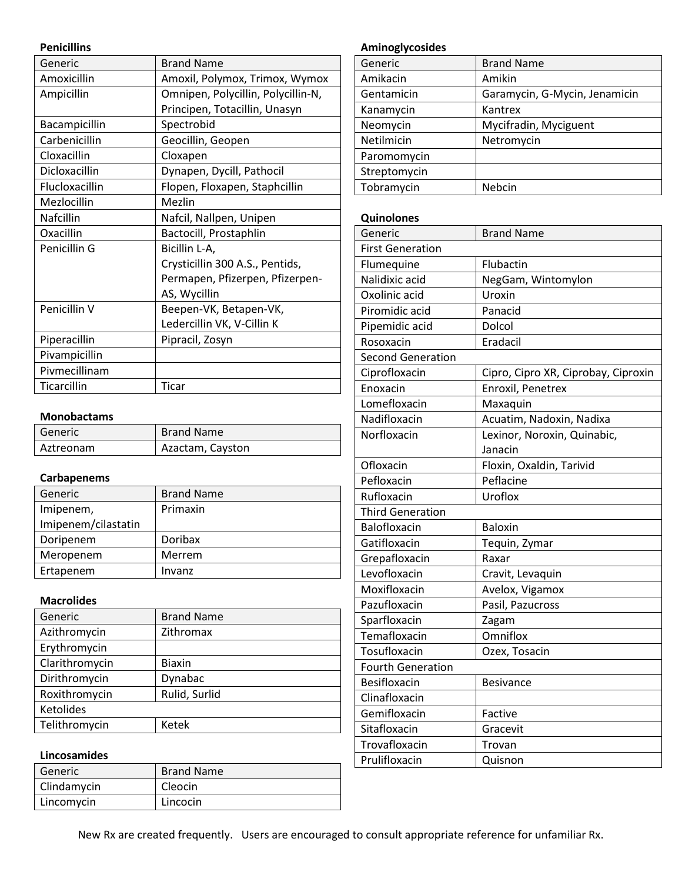**Penicillins**

| Generic | Brand Name |
|---|---|
| Amoxicillin | Amoxil, Polymox, Trimox, Wymox |
| Ampicillin | Omnipen, Polycillin, Polycillin-N, Principen, Totacillin, Unasyn |
| Bacampicillin | Spectrobid |
| Carbenicillin | Geocillin, Geopen |
| Cloxacillin | Cloxapen |
| Dicloxacillin | Dynapen, Dycill, Pathocil |
| Flucloxacillin | Flopen, Floxapen, Staphcillin |
| Mezlocillin | Mezlin |
| Nafcillin | Nafcil, Nallpen, Unipen |
| Oxacillin | Bactocill, Prostaphlin |
| Penicillin G | Bicillin L-A, Crysticillin 300 A.S., Pentids, Permapen, Pfizerpen, Pfizerpen-AS, Wycillin |
| Penicillin V | Beepen-VK, Betapen-VK, Ledercillin VK, V-Cillin K |
| Piperacillin | Pipracil, Zosyn |
| Pivampicillin | |
| Pivmecillinam | |
| Ticarcillin | Ticar |

**Monobactams**

| Generic | Brand Name |
|---|---|
| Aztreonam | Azactam, Cayston |

**Carbapenems**

| Generic | Brand Name |
|---|---|
| Imipenem, Imipenem/cilastatin | Primaxin |
| Doripenem | Doribax |
| Meropenem | Merrem |
| Ertapenem | Invanz |

**Macrolides**

| Generic | Brand Name |
|---|---|
| Azithromycin | Zithromax |
| Erythromycin | |
| Clarithromycin | Biaxin |
| Dirithromycin | Dynabac |
| Roxithromycin | Rulid, Surlid |
| Ketolides | |
| Telithromycin | Ketek |

**Lincosamides**

| Generic | Brand Name |
|---|---|
| Clindamycin | Cleocin |
| Lincomycin | Lincocin |

**Aminoglycosides**

| Generic | Brand Name |
|---|---|
| Amikacin | Amikin |
| Gentamicin | Garamycin, G-Mycin, Jenamicin |
| Kanamycin | Kantrex |
| Neomycin | Mycifradin, Myciguent |
| Netilmicin | Netromycin |
| Paromomycin | |
| Streptomycin | |
| Tobramycin | Nebcin |

**Quinolones**

| Generic | Brand Name |
|---|---|
| First Generation | |
| Flumequine | Flubactin |
| Nalidixic acid | NegGam, Wintomylon |
| Oxolinic acid | Uroxin |
| Piromidic acid | Panacid |
| Pipemidic acid | Dolcol |
| Rosoxacin | Eradacil |
| Second Generation | |
| Ciprofloxacin | Cipro, Cipro XR, Ciprobay, Ciproxin |
| Enoxacin | Enroxil, Penetrex |
| Lomefloxacin | Maxaquin |
| Nadifloxacin | Acuatim, Nadoxin, Nadixa |
| Norfloxacin | Lexinor, Noroxin, Quinabic, Janacin |
| Ofloxacin | Floxin, Oxaldin, Tarivid |
| Pefloxacin | Peflacine |
| Rufloxacin | Uroflox |
| Third Generation | |
| Balofloxacin | Baloxin |
| Gatifloxacin | Tequin, Zymar |
| Grepafloxacin | Raxar |
| Levofloxacin | Cravit, Levaquin |
| Moxifloxacin | Avelox, Vigamox |
| Pazufloxacin | Pasil, Pazucross |
| Sparfloxacin | Zagam |
| Temafloxacin | Omniflox |
| Tosufloxacin | Ozex, Tosacin |
| Fourth Generation | |
| Besifloxacin | Besivance |
| Clinafloxacin | |
| Gemifloxacin | Factive |
| Sitafloxacin | Gracevit |
| Trovafloxacin | Trovan |
| Prulifloxacin | Quisnon |

New Rx are created frequently. Users are encouraged to consult appropriate reference for unfamiliar Rx.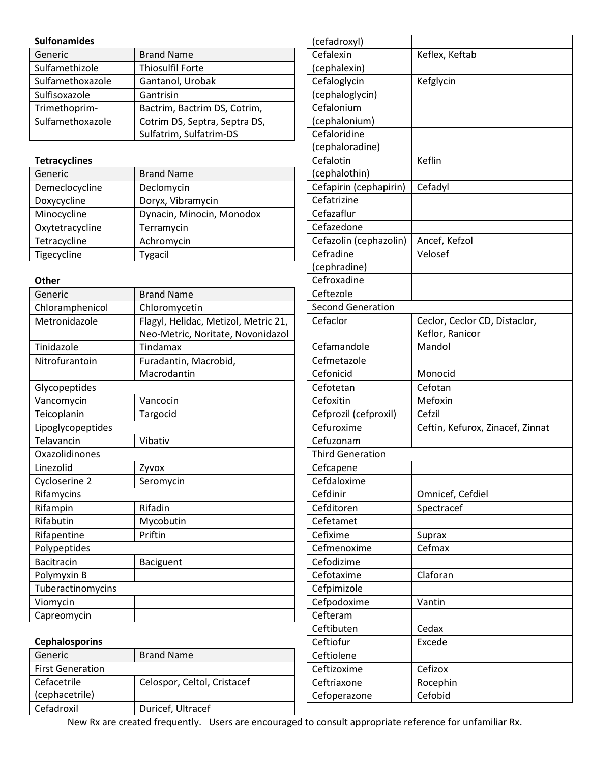**Sulfonamides**

| Generic | Brand Name |
|---|---|
| Sulfamethizole | Thiosulfil Forte |
| Sulfamethoxazole | Gantanol, Urobak |
| Sulfisoxazole | Gantrisin |
| Trimethoprim-Sulfamethoxazole | Bactrim, Bactrim DS, Cotrim, Cotrim DS, Septra, Septra DS, Sulfatrim, Sulfatrim-DS |

**Tetracyclines**

| Generic | Brand Name |
|---|---|
| Demeclocycline | Declomycin |
| Doxycycline | Doryx, Vibramycin |
| Minocycline | Dynacin, Minocin, Monodox |
| Oxytetracycline | Terramycin |
| Tetracycline | Achromycin |
| Tigecycline | Tygacil |

**Other**

| Generic | Brand Name |
|---|---|
| Chloramphenicol | Chloromycetin |
| Metronidazole | Flagyl, Helidac, Metizol, Metric 21, Neo-Metric, Noritate, Novonidazol |
| Tinidazole | Tindamax |
| Nitrofurantoin | Furadantin, Macrobid, Macrodantin |
| Glycopeptides | |
| Vancomycin | Vancocin |
| Teicoplanin | Targocid |
| Lipoglycopeptides | |
| Telavancin | Vibativ |
| Oxazolidinones | |
| Linezolid | Zyvox |
| Cycloserine 2 | Seromycin |
| Rifamycins | |
| Rifampin | Rifadin |
| Rifabutin | Mycobutin |
| Rifapentine | Priftin |
| Polypeptides | |
| Bacitracin | Baciguent |
| Polymyxin B | |
| Tuberactinomycins | |
| Viomycin | |
| Capreomycin | |

**Cephalosporins**

| Generic | Brand Name |
|---|---|
| First Generation | |
| Cefacetrile (cephacetrile) | Celospor, Celtol, Cristacef |
| Cefadroxil (cefadroxyl) | Duricef, Ultracef |
| Cefalexin (cephalexin) | Keflex, Keftab |
| Cefaloglycin (cephaloglycin) | Kefglycin |
| Cefalonium (cephalonium) | |
| Cefaloridine (cephaloradine) | |
| Cefalotin (cephalothin) | Keflin |
| Cefapirin (cephapirin) | Cefadyl |
| Cefatrizine | |
| Cefazaflur | |
| Cefazedone | |
| Cefazolin (cephazolin) | Ancef, Kefzol |
| Cefradine (cephradine) | Velosef |
| Cefroxadine | |
| Ceftezole | |
| Second Generation | |
| Cefaclor | Ceclor, Ceclor CD, Distaclor, Keflor, Ranicor |
| Cefamandole | Mandol |
| Cefmetazole | |
| Cefonicid | Monocid |
| Cefotetan | Cefotan |
| Cefoxitin | Mefoxin |
| Cefprozil (cefproxil) | Cefzil |
| Cefuroxime | Ceftin, Kefurox, Zinacef, Zinnat |
| Cefuzonam | |
| Third Generation | |
| Cefcapene | |
| Cefdaloxime | |
| Cefdinir | Omnicef, Cefdiel |
| Cefditoren | Spectracef |
| Cefetamet | |
| Cefixime | Suprax |
| Cefmenoxime | Cefmax |
| Cefodizime | |
| Cefotaxime | Claforan |
| Cefpimizole | |
| Cefpodoxime | Vantin |
| Cefteram | |
| Ceftibuten | Cedax |
| Ceftiofur | Excede |
| Ceftiolene | |
| Ceftizoxime | Cefizox |
| Ceftriaxone | Rocephin |
| Cefoperazone | Cefobid |

New Rx are created frequently. Users are encouraged to consult appropriate reference for unfamiliar Rx.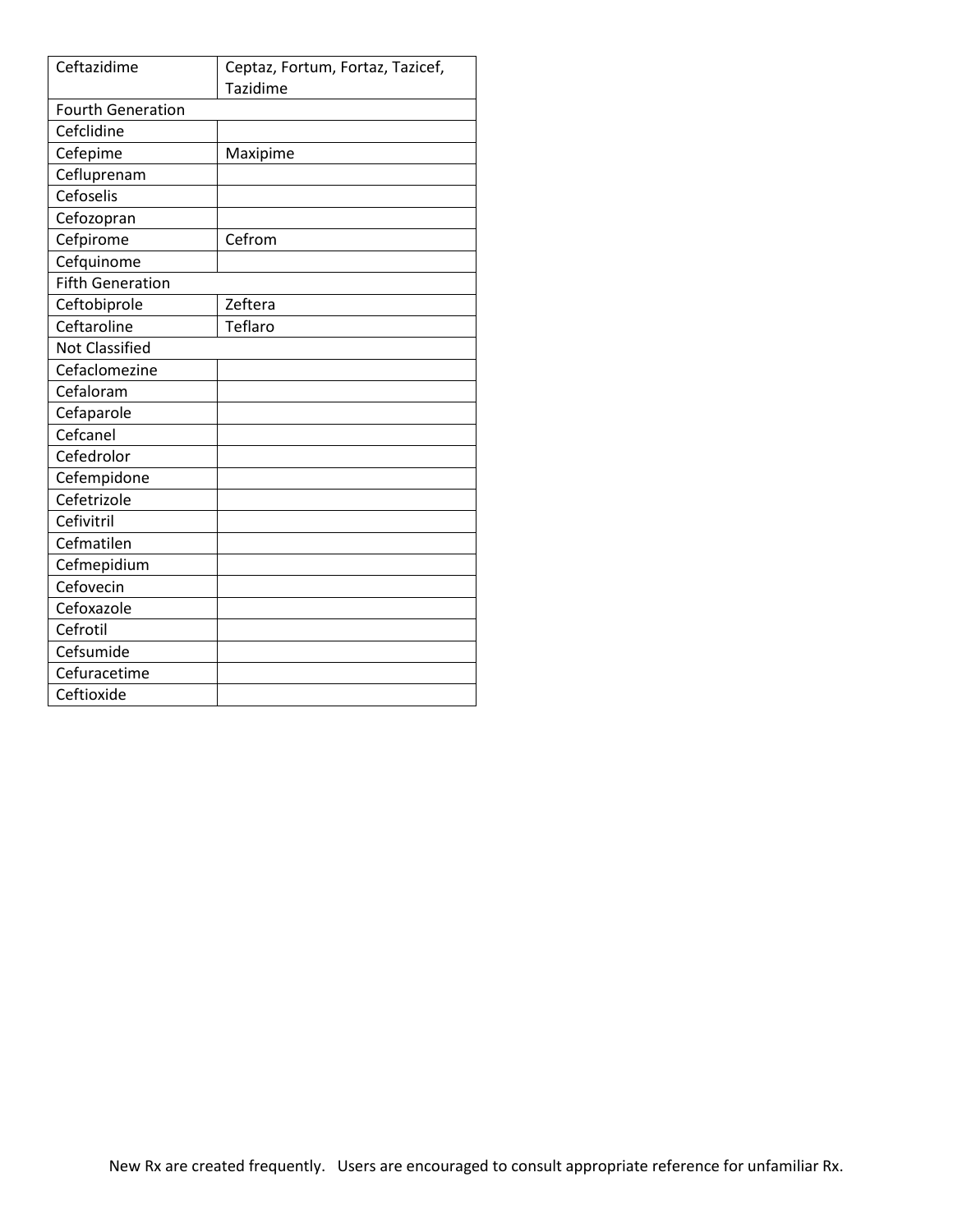| | |
|---|---|
| Ceftazidime | Ceptaz, Fortum, Fortaz, Tazicef, Tazidime |
| Fourth Generation | |
| Cefclidine | |
| Cefepime | Maxipime |
| Cefluprenam | |
| Cefoselis | |
| Cefozopran | |
| Cefpirome | Cefrom |
| Cefquinome | |
| Fifth Generation | |
| Ceftobiprole | Zeftera |
| Ceftaroline | Teflaro |
| Not Classified | |
| Cefaclomezine | |
| Cefaloram | |
| Cefaparole | |
| Cefcanel | |
| Cefedrolor | |
| Cefempidone | |
| Cefetrizole | |
| Cefivitril | |
| Cefmatilen | |
| Cefmepidium | |
| Cefovecin | |
| Cefoxazole | |
| Cefrotil | |
| Cefsumide | |
| Cefuracetime | |
| Ceftioxide | |

New Rx are created frequently. Users are encouraged to consult appropriate reference for unfamiliar Rx.